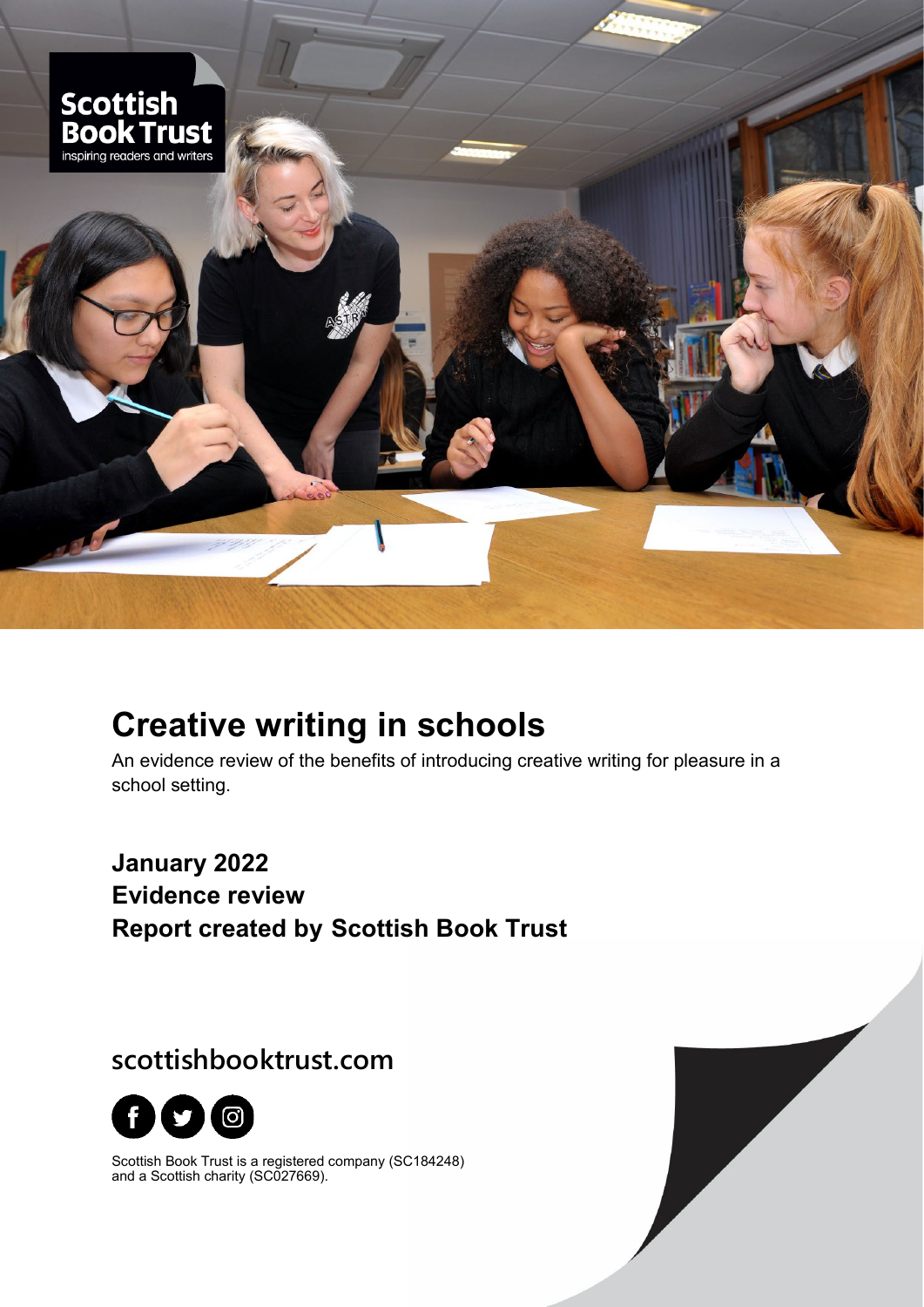Scottish Book Trust
inspiring readers and writers

# Creative writing in schools

An evidence review of the benefits of introducing creative writing for pleasure in a school setting.

**January 2022**
**Evidence review**
**Report created by Scottish Book Trust**

## scottishbooktrust.com

Scottish Book Trust is a registered company (SC184248) and a Scottish charity (SC027669).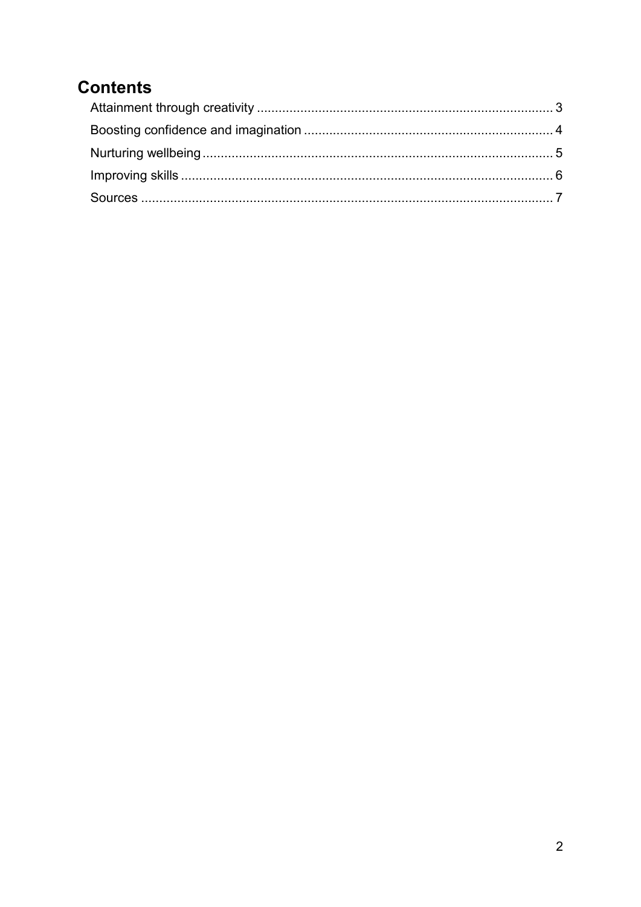## Contents

- Attainment through creativity ........ 3
- Boosting confidence and imagination ........ 4
- Nurturing wellbeing ........ 5
- Improving skills ........ 6
- Sources ........ 7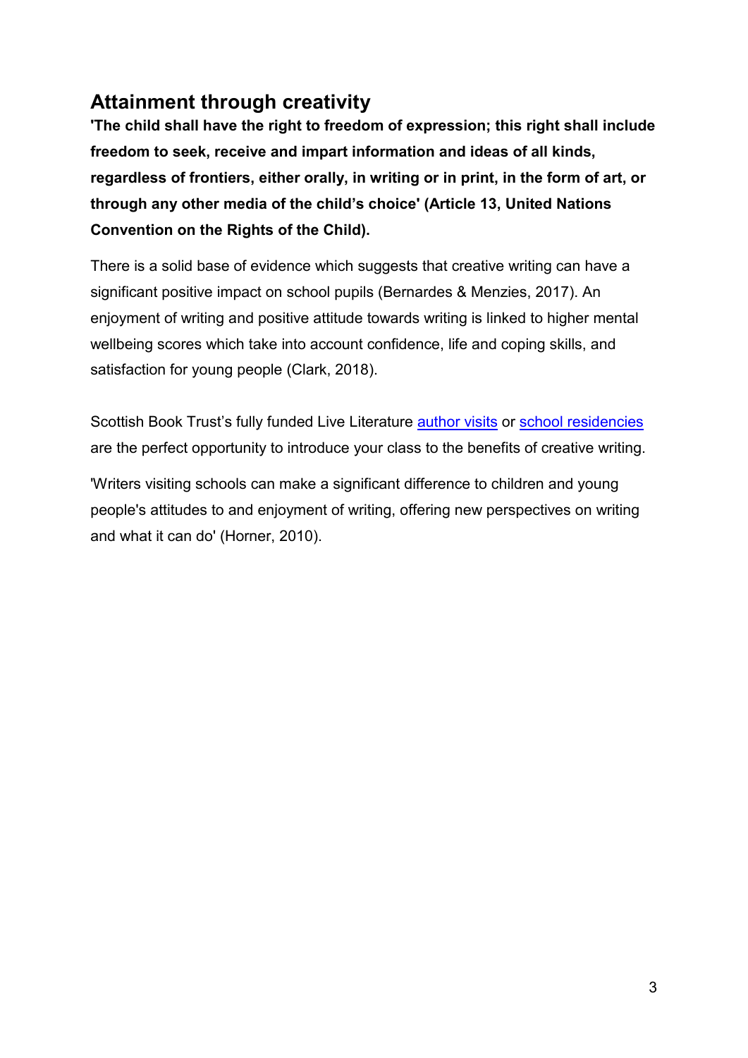## Attainment through creativity

**'The child shall have the right to freedom of expression; this right shall include freedom to seek, receive and impart information and ideas of all kinds, regardless of frontiers, either orally, in writing or in print, in the form of art, or through any other media of the child's choice' (Article 13, United Nations Convention on the Rights of the Child).**

There is a solid base of evidence which suggests that creative writing can have a significant positive impact on school pupils (Bernardes & Menzies, 2017). An enjoyment of writing and positive attitude towards writing is linked to higher mental wellbeing scores which take into account confidence, life and coping skills, and satisfaction for young people (Clark, 2018).

Scottish Book Trust's fully funded Live Literature author visits or school residencies are the perfect opportunity to introduce your class to the benefits of creative writing.

'Writers visiting schools can make a significant difference to children and young people's attitudes to and enjoyment of writing, offering new perspectives on writing and what it can do' (Horner, 2010).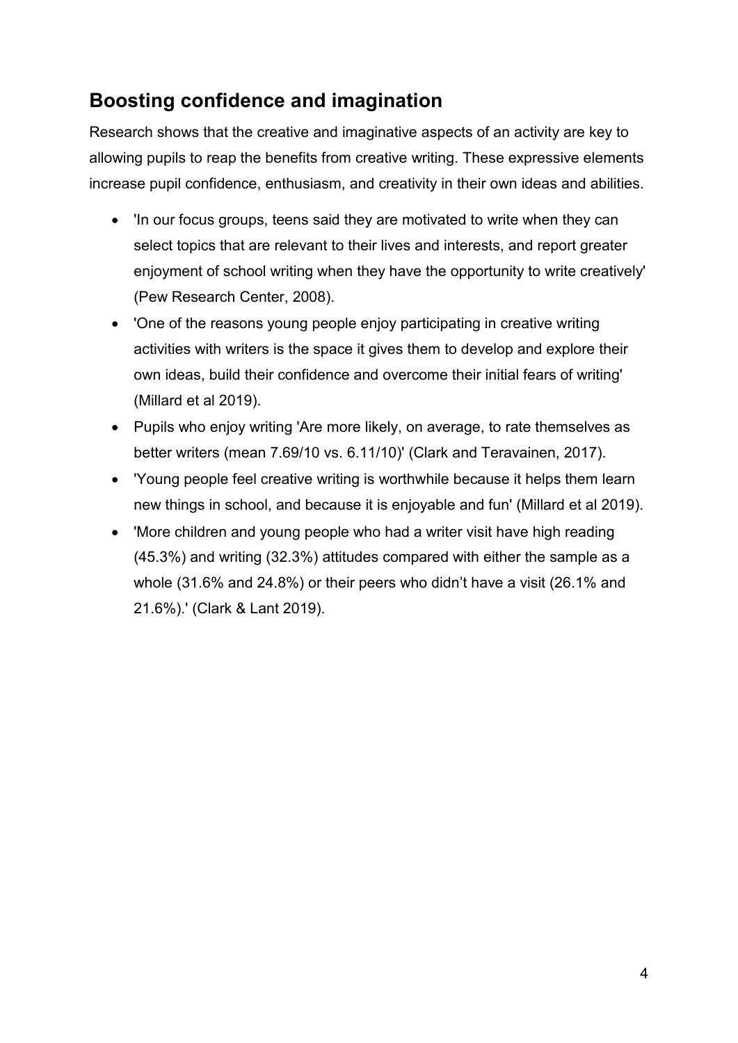## Boosting confidence and imagination

Research shows that the creative and imaginative aspects of an activity are key to allowing pupils to reap the benefits from creative writing. These expressive elements increase pupil confidence, enthusiasm, and creativity in their own ideas and abilities.

- 'In our focus groups, teens said they are motivated to write when they can select topics that are relevant to their lives and interests, and report greater enjoyment of school writing when they have the opportunity to write creatively' (Pew Research Center, 2008).
- 'One of the reasons young people enjoy participating in creative writing activities with writers is the space it gives them to develop and explore their own ideas, build their confidence and overcome their initial fears of writing' (Millard et al 2019).
- Pupils who enjoy writing 'Are more likely, on average, to rate themselves as better writers (mean 7.69/10 vs. 6.11/10)' (Clark and Teravainen, 2017).
- 'Young people feel creative writing is worthwhile because it helps them learn new things in school, and because it is enjoyable and fun' (Millard et al 2019).
- 'More children and young people who had a writer visit have high reading (45.3%) and writing (32.3%) attitudes compared with either the sample as a whole (31.6% and 24.8%) or their peers who didn't have a visit (26.1% and 21.6%).' (Clark & Lant 2019).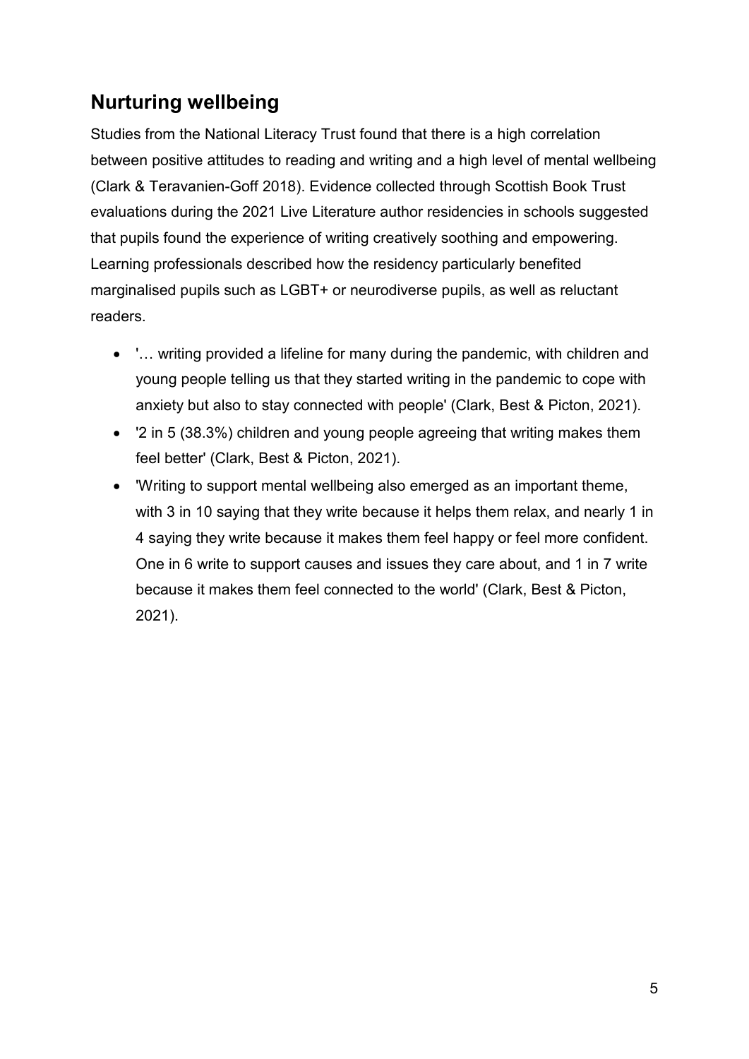## Nurturing wellbeing

Studies from the National Literacy Trust found that there is a high correlation between positive attitudes to reading and writing and a high level of mental wellbeing (Clark & Teravanien-Goff 2018). Evidence collected through Scottish Book Trust evaluations during the 2021 Live Literature author residencies in schools suggested that pupils found the experience of writing creatively soothing and empowering. Learning professionals described how the residency particularly benefited marginalised pupils such as LGBT+ or neurodiverse pupils, as well as reluctant readers.

- '… writing provided a lifeline for many during the pandemic, with children and young people telling us that they started writing in the pandemic to cope with anxiety but also to stay connected with people' (Clark, Best & Picton, 2021).
- '2 in 5 (38.3%) children and young people agreeing that writing makes them feel better' (Clark, Best & Picton, 2021).
- 'Writing to support mental wellbeing also emerged as an important theme, with 3 in 10 saying that they write because it helps them relax, and nearly 1 in 4 saying they write because it makes them feel happy or feel more confident. One in 6 write to support causes and issues they care about, and 1 in 7 write because it makes them feel connected to the world' (Clark, Best & Picton, 2021).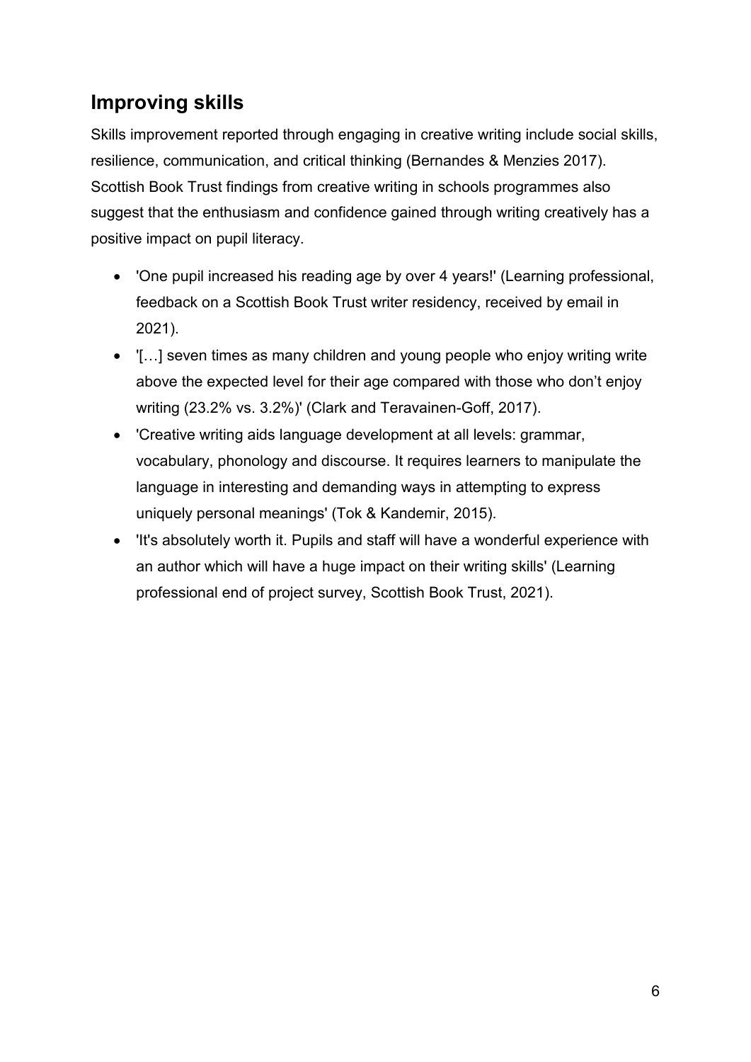## Improving skills

Skills improvement reported through engaging in creative writing include social skills, resilience, communication, and critical thinking (Bernandes & Menzies 2017). Scottish Book Trust findings from creative writing in schools programmes also suggest that the enthusiasm and confidence gained through writing creatively has a positive impact on pupil literacy.

- 'One pupil increased his reading age by over 4 years!' (Learning professional, feedback on a Scottish Book Trust writer residency, received by email in 2021).
- '[…] seven times as many children and young people who enjoy writing write above the expected level for their age compared with those who don't enjoy writing (23.2% vs. 3.2%)' (Clark and Teravainen-Goff, 2017).
- 'Creative writing aids language development at all levels: grammar, vocabulary, phonology and discourse. It requires learners to manipulate the language in interesting and demanding ways in attempting to express uniquely personal meanings' (Tok & Kandemir, 2015).
- 'It's absolutely worth it. Pupils and staff will have a wonderful experience with an author which will have a huge impact on their writing skills' (Learning professional end of project survey, Scottish Book Trust, 2021).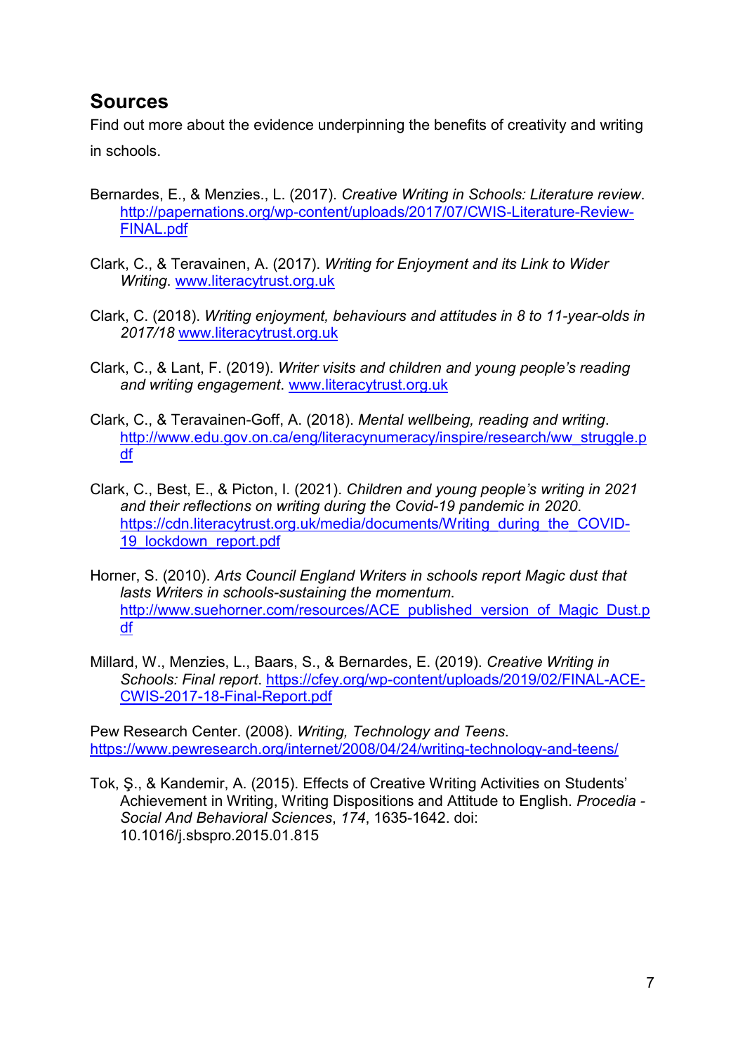## Sources

Find out more about the evidence underpinning the benefits of creativity and writing in schools.

Bernardes, E., & Menzies., L. (2017). *Creative Writing in Schools: Literature review*. http://papernations.org/wp-content/uploads/2017/07/CWIS-Literature-Review-FINAL.pdf

Clark, C., & Teravainen, A. (2017). *Writing for Enjoyment and its Link to Wider Writing*. www.literacytrust.org.uk

Clark, C. (2018). *Writing enjoyment, behaviours and attitudes in 8 to 11-year-olds in 2017/18* www.literacytrust.org.uk

Clark, C., & Lant, F. (2019). *Writer visits and children and young people's reading and writing engagement*. www.literacytrust.org.uk

Clark, C., & Teravainen-Goff, A. (2018). *Mental wellbeing, reading and writing*. http://www.edu.gov.on.ca/eng/literacynumeracy/inspire/research/ww_struggle.pdf

Clark, C., Best, E., & Picton, I. (2021). *Children and young people's writing in 2021 and their reflections on writing during the Covid-19 pandemic in 2020*. https://cdn.literacytrust.org.uk/media/documents/Writing_during_the_COVID-19_lockdown_report.pdf

Horner, S. (2010). *Arts Council England Writers in schools report Magic dust that lasts Writers in schools-sustaining the momentum*. http://www.suehorner.com/resources/ACE_published_version_of_Magic_Dust.pdf

Millard, W., Menzies, L., Baars, S., & Bernardes, E. (2019). *Creative Writing in Schools: Final report*. https://cfey.org/wp-content/uploads/2019/02/FINAL-ACE-CWIS-2017-18-Final-Report.pdf

Pew Research Center. (2008). *Writing, Technology and Teens*. https://www.pewresearch.org/internet/2008/04/24/writing-technology-and-teens/

Tok, Ş., & Kandemir, A. (2015). Effects of Creative Writing Activities on Students' Achievement in Writing, Writing Dispositions and Attitude to English. *Procedia - Social And Behavioral Sciences*, *174*, 1635-1642. doi: 10.1016/j.sbspro.2015.01.815